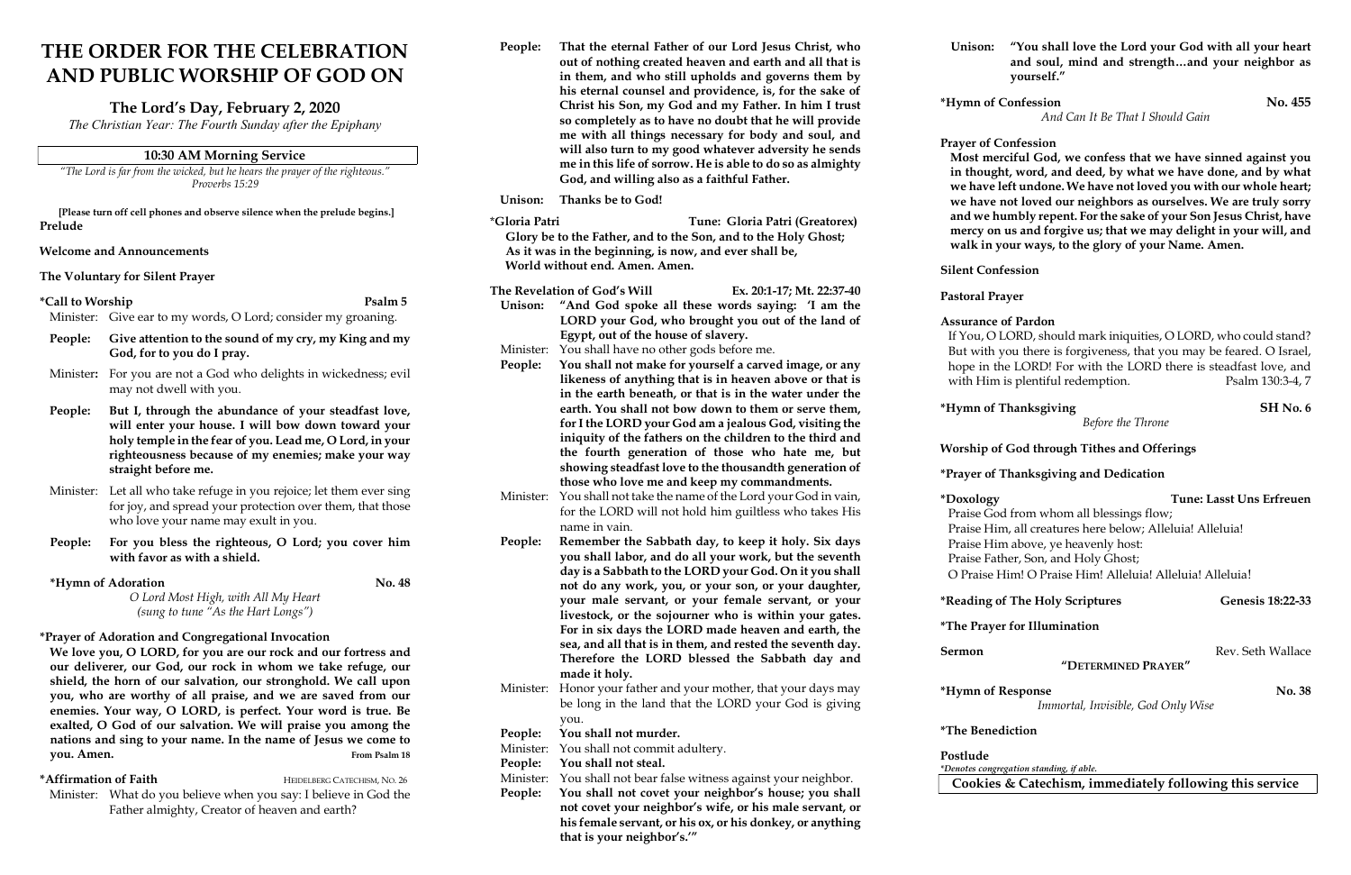# THE ORDER FOR THE CELEBRATION AND PUBLIC WORSHIP OF GOD ON

## The Lord's Day, February 2, 2020

*The Christian Year: The Fourth Sunday after the Epiphany*

### 10:30 AM Morning Service

*"The Lord is far from the wicked, but he hears the prayer of the righteous."*
*Proverbs 15:29*

**[Please turn off cell phones and observe silence when the prelude begins.]**

**Prelude**

**Welcome and Announcements**

**The Voluntary for Silent Prayer**

**\*Call to Worship** — **Psalm 5**

Minister: Give ear to my words, O Lord; consider my groaning.

**People: Give attention to the sound of my cry, my King and my God, for to you do I pray.**

Minister: For you are not a God who delights in wickedness; evil may not dwell with you.

**People: But I, through the abundance of your steadfast love, will enter your house. I will bow down toward your holy temple in the fear of you. Lead me, O Lord, in your righteousness because of my enemies; make your way straight before me.**

Minister: Let all who take refuge in you rejoice; let them ever sing for joy, and spread your protection over them, that those who love your name may exult in you.

**People: For you bless the righteous, O Lord; you cover him with favor as with a shield.**

**\*Hymn of Adoration** — **No. 48**

*O Lord Most High, with All My Heart*
*(sung to tune "As the Hart Longs")*

**\*Prayer of Adoration and Congregational Invocation**

**We love you, O LORD, for you are our rock and our fortress and our deliverer, our God, our rock in whom we take refuge, our shield, the horn of our salvation, our stronghold. We call upon you, who are worthy of all praise, and we are saved from our enemies. Your way, O LORD, is perfect. Your word is true. Be exalted, O God of our salvation. We will praise you among the nations and sing to your name. In the name of Jesus we come to you. Amen.** — **From Psalm 18**

**\*Affirmation of Faith** — HEIDELBERG CATECHISM, NO. 26

Minister: What do you believe when you say: I believe in God the Father almighty, Creator of heaven and earth?

**People: That the eternal Father of our Lord Jesus Christ, who out of nothing created heaven and earth and all that is in them, and who still upholds and governs them by his eternal counsel and providence, is, for the sake of Christ his Son, my God and my Father. In him I trust so completely as to have no doubt that he will provide me with all things necessary for body and soul, and will also turn to my good whatever adversity he sends me in this life of sorrow. He is able to do so as almighty God, and willing also as a faithful Father.**

**Unison: Thanks be to God!**

**\*Gloria Patri** — **Tune: Gloria Patri (Greatorex)**

**Glory be to the Father, and to the Son, and to the Holy Ghost;**
**As it was in the beginning, is now, and ever shall be,**
**World without end. Amen. Amen.**

**The Revelation of God's Will** — **Ex. 20:1-17; Mt. 22:37-40**

**Unison: "And God spoke all these words saying: 'I am the LORD your God, who brought you out of the land of Egypt, out of the house of slavery.**

Minister: You shall have no other gods before me.

**People: You shall not make for yourself a carved image, or any likeness of anything that is in heaven above or that is in the earth beneath, or that is in the water under the earth. You shall not bow down to them or serve them, for I the LORD your God am a jealous God, visiting the iniquity of the fathers on the children to the third and the fourth generation of those who hate me, but showing steadfast love to the thousandth generation of those who love me and keep my commandments.**

Minister: You shall not take the name of the Lord your God in vain, for the LORD will not hold him guiltless who takes His name in vain.

**People: Remember the Sabbath day, to keep it holy. Six days you shall labor, and do all your work, but the seventh day is a Sabbath to the LORD your God. On it you shall not do any work, you, or your son, or your daughter, your male servant, or your female servant, or your livestock, or the sojourner who is within your gates. For in six days the LORD made heaven and earth, the sea, and all that is in them, and rested the seventh day. Therefore the LORD blessed the Sabbath day and made it holy.**

Minister: Honor your father and your mother, that your days may be long in the land that the LORD your God is giving you.

**People: You shall not murder.**

Minister: You shall not commit adultery.

**People: You shall not steal.**

Minister: You shall not bear false witness against your neighbor.

**People: You shall not covet your neighbor's house; you shall not covet your neighbor's wife, or his male servant, or his female servant, or his ox, or his donkey, or anything that is your neighbor's.'"**

**Unison: "You shall love the Lord your God with all your heart and soul, mind and strength…and your neighbor as yourself."**

**\*Hymn of Confession** — **No. 455**

*And Can It Be That I Should Gain*

**Prayer of Confession**

**Most merciful God, we confess that we have sinned against you in thought, word, and deed, by what we have done, and by what we have left undone. We have not loved you with our whole heart; we have not loved our neighbors as ourselves. We are truly sorry and we humbly repent. For the sake of your Son Jesus Christ, have mercy on us and forgive us; that we may delight in your will, and walk in your ways, to the glory of your Name. Amen.**

**Silent Confession**

**Pastoral Prayer**

**Assurance of Pardon**

If You, O LORD, should mark iniquities, O LORD, who could stand? But with you there is forgiveness, that you may be feared. O Israel, hope in the LORD! For with the LORD there is steadfast love, and with Him is plentiful redemption. — Psalm 130:3-4, 7

**\*Hymn of Thanksgiving** — **SH No. 6**

*Before the Throne*

**Worship of God through Tithes and Offerings**

**\*Prayer of Thanksgiving and Dedication**

**\*Doxology** — **Tune: Lasst Uns Erfreuen**

Praise God from whom all blessings flow;
Praise Him, all creatures here below; Alleluia! Alleluia!
Praise Him above, ye heavenly host:
Praise Father, Son, and Holy Ghost;
O Praise Him! O Praise Him! Alleluia! Alleluia! Alleluia!

**\*Reading of The Holy Scriptures** — **Genesis 18:22-33**

**\*The Prayer for Illumination**

**Sermon** — Rev. Seth Wallace

**"DETERMINED PRAYER"**

**\*Hymn of Response** — **No. 38**

*Immortal, Invisible, God Only Wise*

**\*The Benediction**

**Postlude**

*\*Denotes congregation standing, if able.*

**Cookies & Catechism, immediately following this service**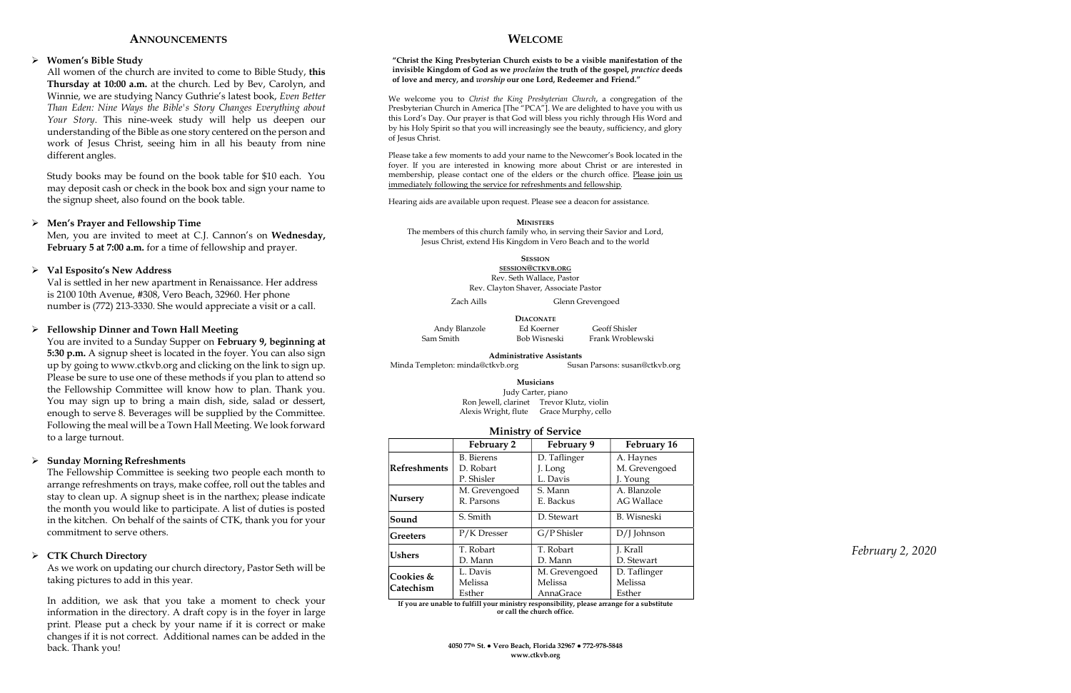## Announcements

- **Women's Bible Study**

  All women of the church are invited to come to Bible Study, **this Thursday at 10:00 a.m.** at the church. Led by Bev, Carolyn, and Winnie, we are studying Nancy Guthrie's latest book, *Even Better Than Eden: Nine Ways the Bible's Story Changes Everything about Your Story*. This nine-week study will help us deepen our understanding of the Bible as one story centered on the person and work of Jesus Christ, seeing him in all his beauty from nine different angles.

  Study books may be found on the book table for $10 each. You may deposit cash or check in the book box and sign your name to the signup sheet, also found on the book table.

- **Men's Prayer and Fellowship Time**

  Men, you are invited to meet at C.J. Cannon's on **Wednesday, February 5 at 7:00 a.m.** for a time of fellowship and prayer.

- **Val Esposito's New Address**

  Val is settled in her new apartment in Renaissance. Her address is 2100 10th Avenue, #308, Vero Beach, 32960. Her phone number is (772) 213-3330. She would appreciate a visit or a call.

- **Fellowship Dinner and Town Hall Meeting**

  You are invited to a Sunday Supper on **February 9, beginning at 5:30 p.m.** A signup sheet is located in the foyer. You can also sign up by going to www.ctkvb.org and clicking on the link to sign up. Please be sure to use one of these methods if you plan to attend so the Fellowship Committee will know how to plan. Thank you. You may sign up to bring a main dish, side, salad or dessert, enough to serve 8. Beverages will be supplied by the Committee. Following the meal will be a Town Hall Meeting. We look forward to a large turnout.

- **Sunday Morning Refreshments**

  The Fellowship Committee is seeking two people each month to arrange refreshments on trays, make coffee, roll out the tables and stay to clean up. A signup sheet is in the narthex; please indicate the month you would like to participate. A list of duties is posted in the kitchen. On behalf of the saints of CTK, thank you for your commitment to serve others.

- **CTK Church Directory**

  As we work on updating our church directory, Pastor Seth will be taking pictures to add in this year.

  In addition, we ask that you take a moment to check your information in the directory. A draft copy is in the foyer in large print. Please put a check by your name if it is correct or make changes if it is not correct. Additional names can be added in the back. Thank you!

## Welcome

**"Christ the King Presbyterian Church exists to be a visible manifestation of the invisible Kingdom of God as we *proclaim* the truth of the gospel, *practice* deeds of love and mercy, and *worship* our one Lord, Redeemer and Friend."**

We welcome you to *Christ the King Presbyterian Church*, a congregation of the Presbyterian Church in America [The "PCA"]. We are delighted to have you with us this Lord's Day. Our prayer is that God will bless you richly through His Word and by his Holy Spirit so that you will increasingly see the beauty, sufficiency, and glory of Jesus Christ.

Please take a few moments to add your name to the Newcomer's Book located in the foyer. If you are interested in knowing more about Christ or are interested in membership, please contact one of the elders or the church office. Please join us immediately following the service for refreshments and fellowship.

Hearing aids are available upon request. Please see a deacon for assistance.

**Ministers**

The members of this church family who, in serving their Savior and Lord, Jesus Christ, extend His Kingdom in Vero Beach and to the world

**Session**

session@ctkvb.org

Rev. Seth Wallace, Pastor
Rev. Clayton Shaver, Associate Pastor

Zach Aills     Glenn Grevengoed

**Diaconate**

Andy Blanzole     Ed Koerner     Geoff Shisler
Sam Smith     Bob Wisneski     Frank Wroblewski

**Administrative Assistants**

Minda Templeton: minda@ctkvb.org     Susan Parsons: susan@ctkvb.org

**Musicians**

Judy Carter, piano
Ron Jewell, clarinet     Trevor Klutz, violin
Alexis Wright, flute     Grace Murphy, cello

### Ministry of Service

| | February 2 | February 9 | February 16 |
|---|---|---|---|
| **Refreshments** | B. Bierens<br>D. Robart<br>P. Shisler | D. Taflinger<br>J. Long<br>L. Davis | A. Haynes<br>M. Grevengoed<br>J. Young |
| **Nursery** | M. Grevengoed<br>R. Parsons | S. Mann<br>E. Backus | A. Blanzole<br>AG Wallace |
| **Sound** | S. Smith | D. Stewart | B. Wisneski |
| **Greeters** | P/K Dresser | G/P Shisler | D/J Johnson |
| **Ushers** | T. Robart<br>D. Mann | T. Robart<br>D. Mann | J. Krall<br>D. Stewart |
| **Cookies & Catechism** | L. Davis<br>Melissa<br>Esther | M. Grevengoed<br>Melissa<br>AnnaGrace | D. Taflinger<br>Melissa<br>Esther |

**If you are unable to fulfill your ministry responsibility, please arrange for a substitute or call the church office.**

**4050 77th St. ● Vero Beach, Florida 32967 ● 772-978-5848**
**www.ctkvb.org**

*February 2, 2020*